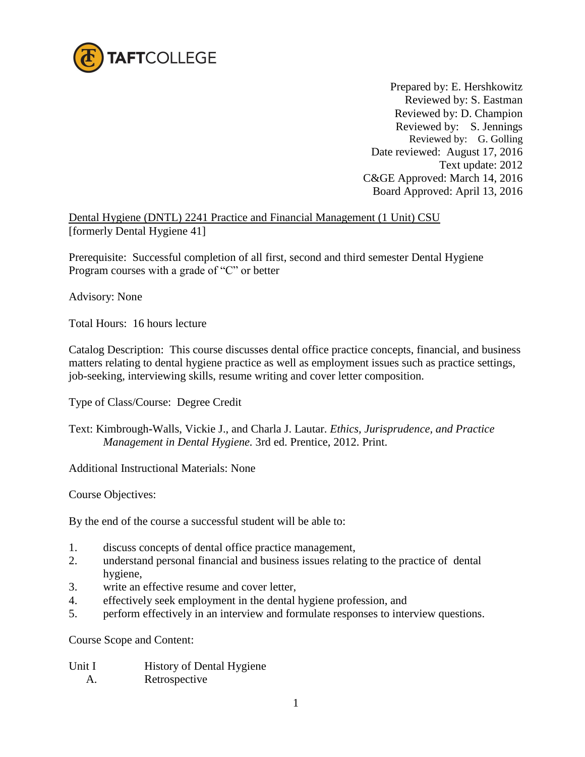TAFTCOLLEGE

Prepared by: E. Hershkowitz
Reviewed by: S. Eastman
Reviewed by: D. Champion
Reviewed by: S. Jennings
Reviewed by: G. Golling
Date reviewed: August 17, 2016
Text update: 2012
C&GE Approved: March 14, 2016
Board Approved: April 13, 2016

Dental Hygiene (DNTL) 2241 Practice and Financial Management (1 Unit) CSU
[formerly Dental Hygiene 41]

Prerequisite: Successful completion of all first, second and third semester Dental Hygiene Program courses with a grade of "C" or better

Advisory: None

Total Hours: 16 hours lecture

Catalog Description: This course discusses dental office practice concepts, financial, and business matters relating to dental hygiene practice as well as employment issues such as practice settings, job-seeking, interviewing skills, resume writing and cover letter composition.

Type of Class/Course: Degree Credit

Text: Kimbrough-Walls, Vickie J., and Charla J. Lautar. *Ethics, Jurisprudence, and Practice Management in Dental Hygiene.* 3rd ed. Prentice, 2012. Print.

Additional Instructional Materials: None

Course Objectives:

By the end of the course a successful student will be able to:

1. discuss concepts of dental office practice management,
2. understand personal financial and business issues relating to the practice of dental hygiene,
3. write an effective resume and cover letter,
4. effectively seek employment in the dental hygiene profession, and
5. perform effectively in an interview and formulate responses to interview questions.

Course Scope and Content:

Unit I History of Dental Hygiene
A. Retrospective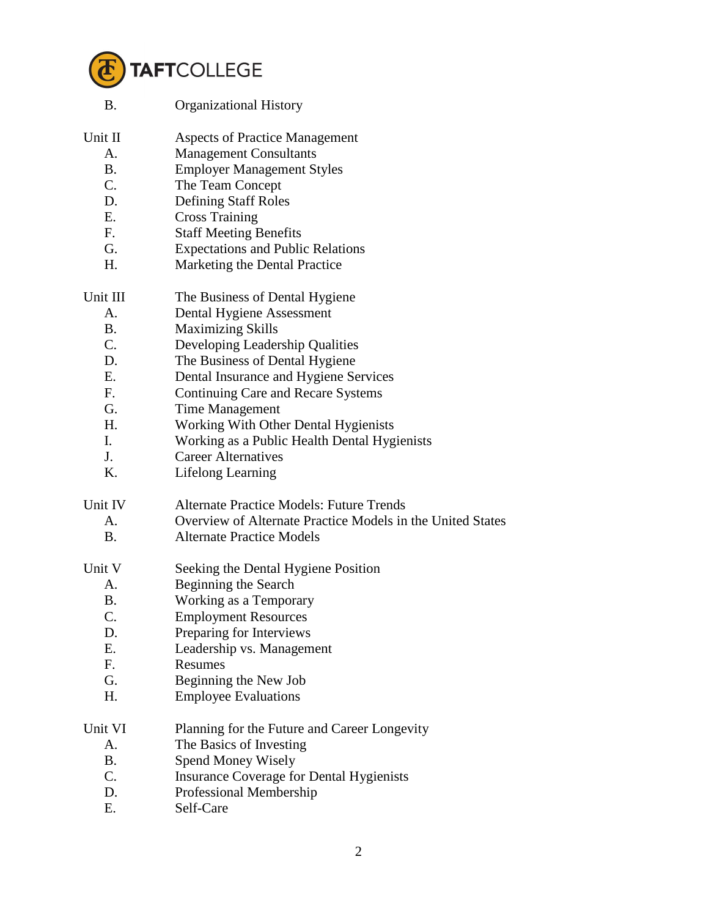B. Organizational History

Unit II Aspects of Practice Management

A. Management Consultants
B. Employer Management Styles
C. The Team Concept
D. Defining Staff Roles
E. Cross Training
F. Staff Meeting Benefits
G. Expectations and Public Relations
H. Marketing the Dental Practice

Unit III The Business of Dental Hygiene

A. Dental Hygiene Assessment
B. Maximizing Skills
C. Developing Leadership Qualities
D. The Business of Dental Hygiene
E. Dental Insurance and Hygiene Services
F. Continuing Care and Recare Systems
G. Time Management
H. Working With Other Dental Hygienists
I. Working as a Public Health Dental Hygienists
J. Career Alternatives
K. Lifelong Learning

Unit IV Alternate Practice Models: Future Trends

A. Overview of Alternate Practice Models in the United States
B. Alternate Practice Models

Unit V Seeking the Dental Hygiene Position

A. Beginning the Search
B. Working as a Temporary
C. Employment Resources
D. Preparing for Interviews
E. Leadership vs. Management
F. Resumes
G. Beginning the New Job
H. Employee Evaluations

Unit VI Planning for the Future and Career Longevity

A. The Basics of Investing
B. Spend Money Wisely
C. Insurance Coverage for Dental Hygienists
D. Professional Membership
E. Self-Care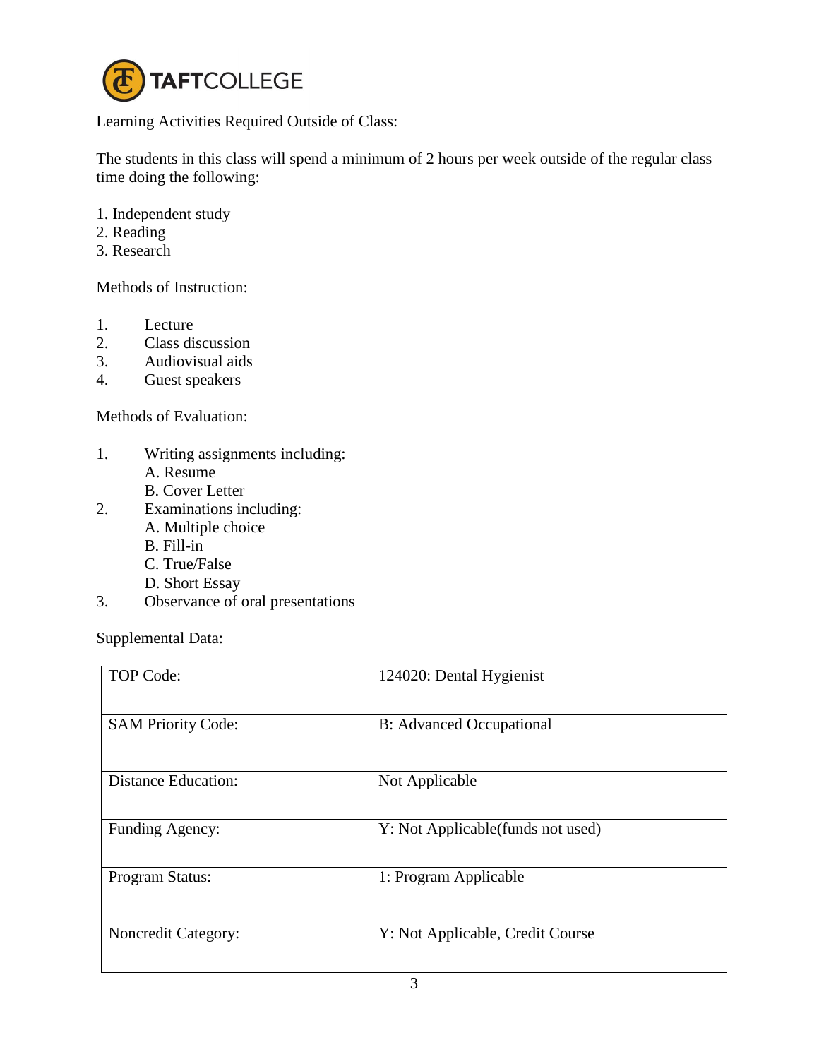Learning Activities Required Outside of Class:

The students in this class will spend a minimum of 2 hours per week outside of the regular class time doing the following:

1. Independent study
2. Reading
3. Research

Methods of Instruction:

1. Lecture
2. Class discussion
3. Audiovisual aids
4. Guest speakers

Methods of Evaluation:

1. Writing assignments including:
   A. Resume
   B. Cover Letter
2. Examinations including:
   A. Multiple choice
   B. Fill-in
   C. True/False
   D. Short Essay
3. Observance of oral presentations

Supplemental Data:

| | |
|---|---|
| TOP Code: | 124020: Dental Hygienist |
| SAM Priority Code: | B: Advanced Occupational |
| Distance Education: | Not Applicable |
| Funding Agency: | Y: Not Applicable(funds not used) |
| Program Status: | 1: Program Applicable |
| Noncredit Category: | Y: Not Applicable, Credit Course |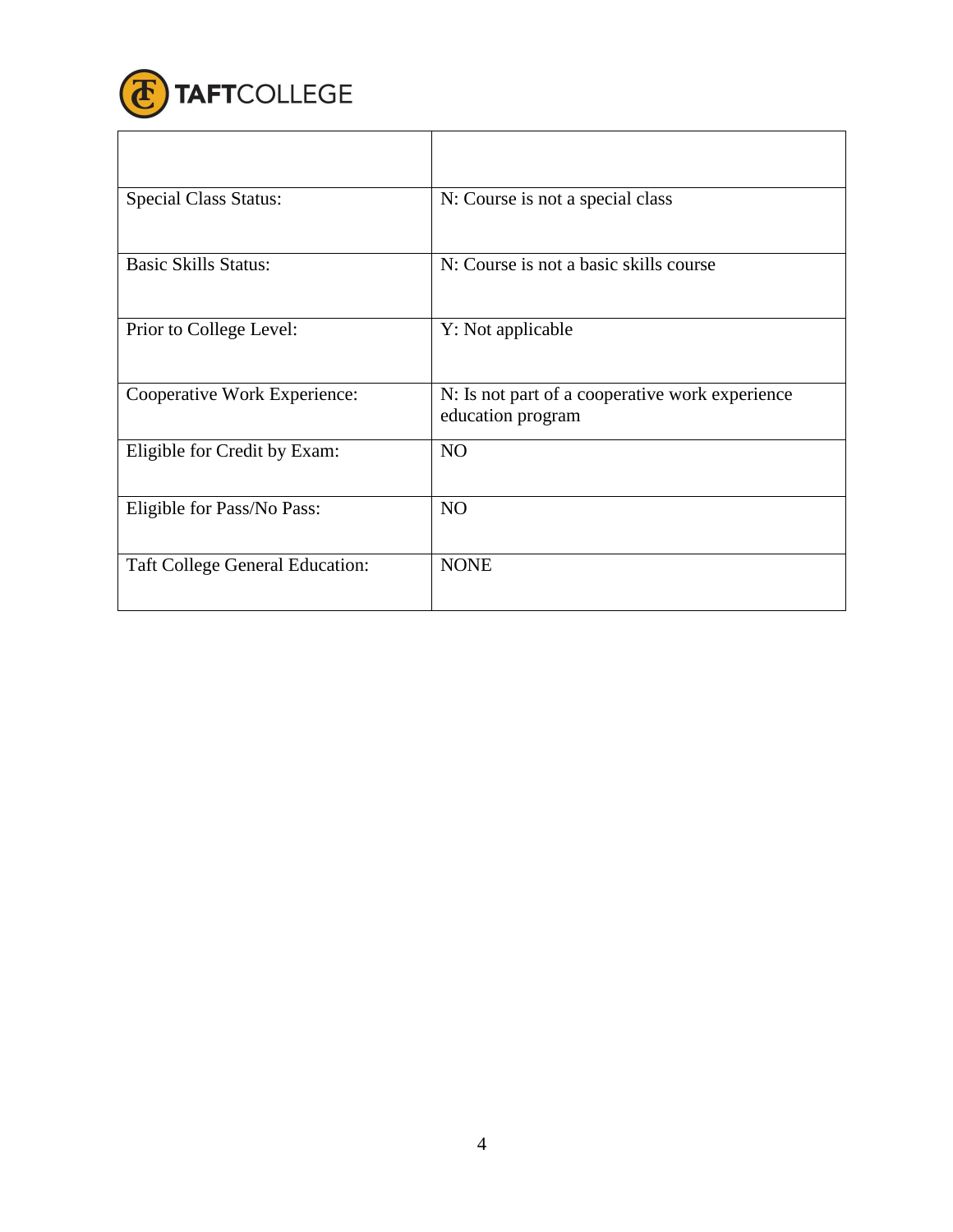| | |
|---|---|
| Special Class Status: | N: Course is not a special class |
| Basic Skills Status: | N: Course is not a basic skills course |
| Prior to College Level: | Y: Not applicable |
| Cooperative Work Experience: | N: Is not part of a cooperative work experience education program |
| Eligible for Credit by Exam: | NO |
| Eligible for Pass/No Pass: | NO |
| Taft College General Education: | NONE |